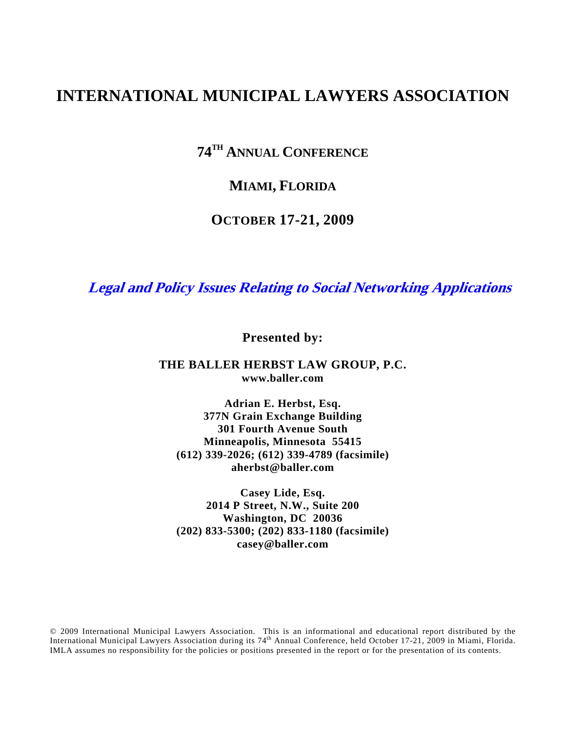# INTERNATIONAL MUNICIPAL LAWYERS ASSOCIATION

## 74TH ANNUAL CONFERENCE

## MIAMI, FLORIDA

## OCTOBER 17-21, 2009

***Legal and Policy Issues Relating to Social Networking Applications***

**Presented by:**

**THE BALLER HERBST LAW GROUP, P.C.**
**www.baller.com**

**Adrian E. Herbst, Esq.**
**377N Grain Exchange Building**
**301 Fourth Avenue South**
**Minneapolis, Minnesota 55415**
**(612) 339-2026; (612) 339-4789 (facsimile)**
**aherbst@baller.com**

**Casey Lide, Esq.**
**2014 P Street, N.W., Suite 200**
**Washington, DC 20036**
**(202) 833-5300; (202) 833-1180 (facsimile)**
**casey@baller.com**

© 2009 International Municipal Lawyers Association. This is an informational and educational report distributed by the International Municipal Lawyers Association during its 74th Annual Conference, held October 17-21, 2009 in Miami, Florida. IMLA assumes no responsibility for the policies or positions presented in the report or for the presentation of its contents.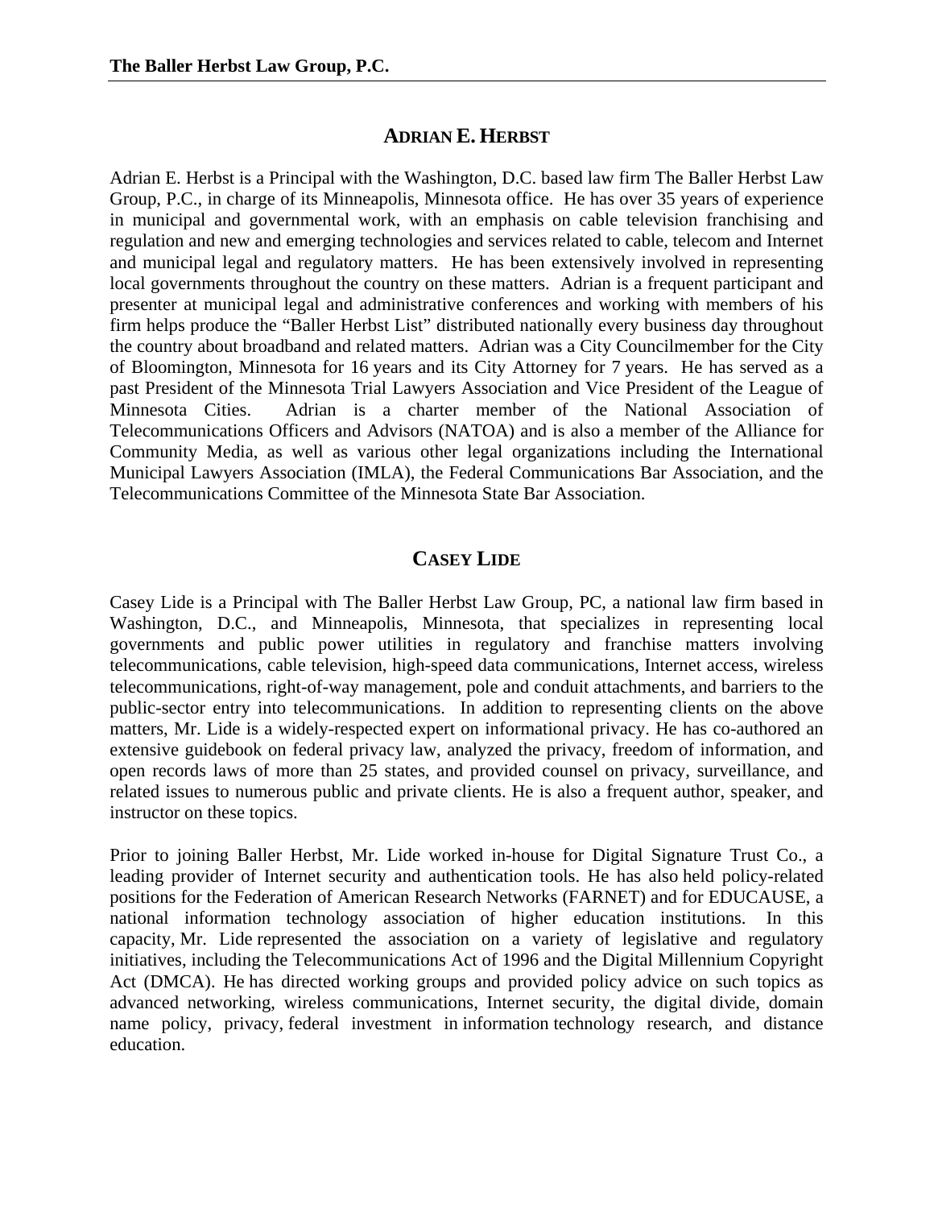## ADRIAN E. HERBST

Adrian E. Herbst is a Principal with the Washington, D.C. based law firm The Baller Herbst Law Group, P.C., in charge of its Minneapolis, Minnesota office. He has over 35 years of experience in municipal and governmental work, with an emphasis on cable television franchising and regulation and new and emerging technologies and services related to cable, telecom and Internet and municipal legal and regulatory matters. He has been extensively involved in representing local governments throughout the country on these matters. Adrian is a frequent participant and presenter at municipal legal and administrative conferences and working with members of his firm helps produce the "Baller Herbst List" distributed nationally every business day throughout the country about broadband and related matters. Adrian was a City Councilmember for the City of Bloomington, Minnesota for 16 years and its City Attorney for 7 years. He has served as a past President of the Minnesota Trial Lawyers Association and Vice President of the League of Minnesota Cities. Adrian is a charter member of the National Association of Telecommunications Officers and Advisors (NATOA) and is also a member of the Alliance for Community Media, as well as various other legal organizations including the International Municipal Lawyers Association (IMLA), the Federal Communications Bar Association, and the Telecommunications Committee of the Minnesota State Bar Association.

## CASEY LIDE

Casey Lide is a Principal with The Baller Herbst Law Group, PC, a national law firm based in Washington, D.C., and Minneapolis, Minnesota, that specializes in representing local governments and public power utilities in regulatory and franchise matters involving telecommunications, cable television, high-speed data communications, Internet access, wireless telecommunications, right-of-way management, pole and conduit attachments, and barriers to the public-sector entry into telecommunications. In addition to representing clients on the above matters, Mr. Lide is a widely-respected expert on informational privacy. He has co-authored an extensive guidebook on federal privacy law, analyzed the privacy, freedom of information, and open records laws of more than 25 states, and provided counsel on privacy, surveillance, and related issues to numerous public and private clients. He is also a frequent author, speaker, and instructor on these topics.

Prior to joining Baller Herbst, Mr. Lide worked in-house for Digital Signature Trust Co., a leading provider of Internet security and authentication tools. He has also held policy-related positions for the Federation of American Research Networks (FARNET) and for EDUCAUSE, a national information technology association of higher education institutions. In this capacity, Mr. Lide represented the association on a variety of legislative and regulatory initiatives, including the Telecommunications Act of 1996 and the Digital Millennium Copyright Act (DMCA). He has directed working groups and provided policy advice on such topics as advanced networking, wireless communications, Internet security, the digital divide, domain name policy, privacy, federal investment in information technology research, and distance education.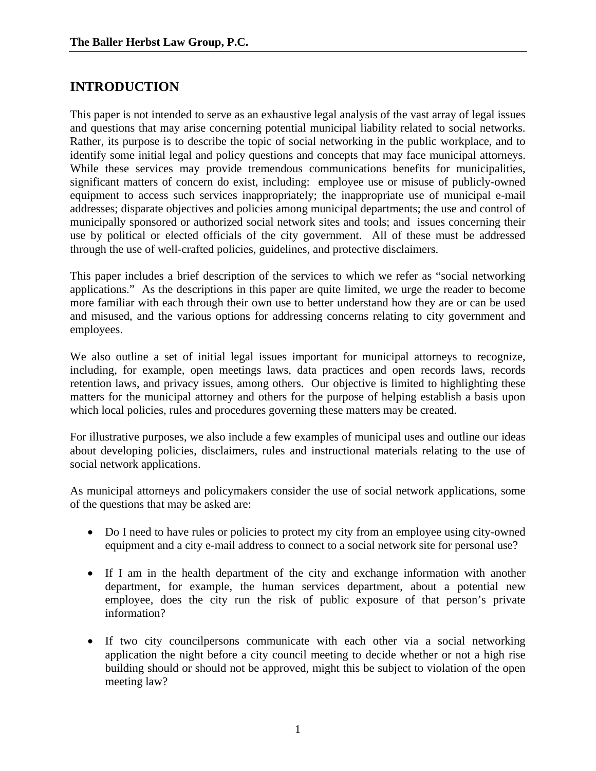## INTRODUCTION

This paper is not intended to serve as an exhaustive legal analysis of the vast array of legal issues and questions that may arise concerning potential municipal liability related to social networks. Rather, its purpose is to describe the topic of social networking in the public workplace, and to identify some initial legal and policy questions and concepts that may face municipal attorneys. While these services may provide tremendous communications benefits for municipalities, significant matters of concern do exist, including: employee use or misuse of publicly-owned equipment to access such services inappropriately; the inappropriate use of municipal e-mail addresses; disparate objectives and policies among municipal departments; the use and control of municipally sponsored or authorized social network sites and tools; and issues concerning their use by political or elected officials of the city government. All of these must be addressed through the use of well-crafted policies, guidelines, and protective disclaimers.

This paper includes a brief description of the services to which we refer as "social networking applications." As the descriptions in this paper are quite limited, we urge the reader to become more familiar with each through their own use to better understand how they are or can be used and misused, and the various options for addressing concerns relating to city government and employees.

We also outline a set of initial legal issues important for municipal attorneys to recognize, including, for example, open meetings laws, data practices and open records laws, records retention laws, and privacy issues, among others. Our objective is limited to highlighting these matters for the municipal attorney and others for the purpose of helping establish a basis upon which local policies, rules and procedures governing these matters may be created.

For illustrative purposes, we also include a few examples of municipal uses and outline our ideas about developing policies, disclaimers, rules and instructional materials relating to the use of social network applications.

As municipal attorneys and policymakers consider the use of social network applications, some of the questions that may be asked are:

- Do I need to have rules or policies to protect my city from an employee using city-owned equipment and a city e-mail address to connect to a social network site for personal use?

- If I am in the health department of the city and exchange information with another department, for example, the human services department, about a potential new employee, does the city run the risk of public exposure of that person's private information?

- If two city councilpersons communicate with each other via a social networking application the night before a city council meeting to decide whether or not a high rise building should or should not be approved, might this be subject to violation of the open meeting law?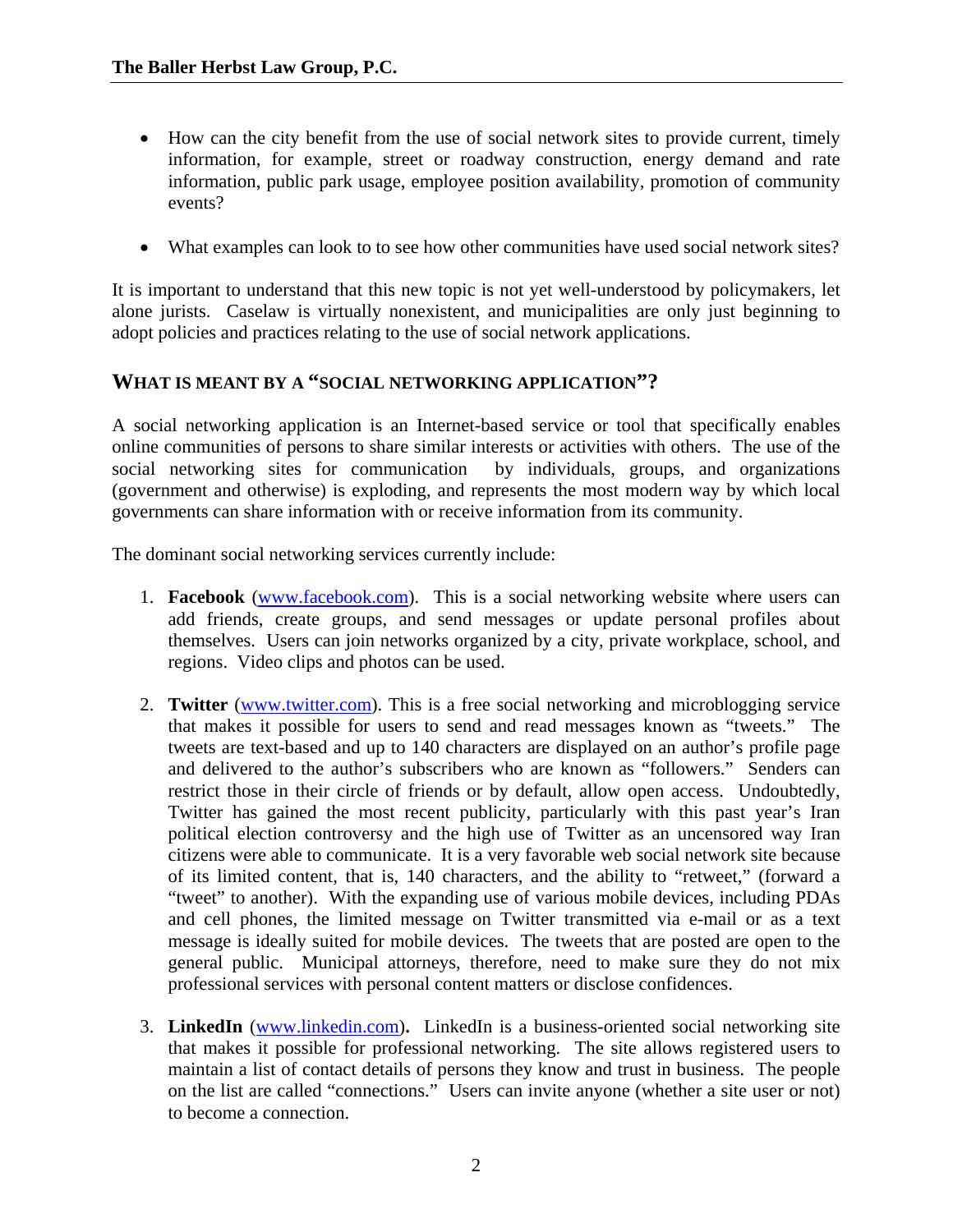- How can the city benefit from the use of social network sites to provide current, timely information, for example, street or roadway construction, energy demand and rate information, public park usage, employee position availability, promotion of community events?

- What examples can look to to see how other communities have used social network sites?

It is important to understand that this new topic is not yet well-understood by policymakers, let alone jurists. Caselaw is virtually nonexistent, and municipalities are only just beginning to adopt policies and practices relating to the use of social network applications.

## WHAT IS MEANT BY A "SOCIAL NETWORKING APPLICATION"?

A social networking application is an Internet-based service or tool that specifically enables online communities of persons to share similar interests or activities with others. The use of the social networking sites for communication by individuals, groups, and organizations (government and otherwise) is exploding, and represents the most modern way by which local governments can share information with or receive information from its community.

The dominant social networking services currently include:

1. **Facebook** (www.facebook.com). This is a social networking website where users can add friends, create groups, and send messages or update personal profiles about themselves. Users can join networks organized by a city, private workplace, school, and regions. Video clips and photos can be used.

2. **Twitter** (www.twitter.com). This is a free social networking and microblogging service that makes it possible for users to send and read messages known as "tweets." The tweets are text-based and up to 140 characters are displayed on an author's profile page and delivered to the author's subscribers who are known as "followers." Senders can restrict those in their circle of friends or by default, allow open access. Undoubtedly, Twitter has gained the most recent publicity, particularly with this past year's Iran political election controversy and the high use of Twitter as an uncensored way Iran citizens were able to communicate. It is a very favorable web social network site because of its limited content, that is, 140 characters, and the ability to "retweet," (forward a "tweet" to another). With the expanding use of various mobile devices, including PDAs and cell phones, the limited message on Twitter transmitted via e-mail or as a text message is ideally suited for mobile devices. The tweets that are posted are open to the general public. Municipal attorneys, therefore, need to make sure they do not mix professional services with personal content matters or disclose confidences.

3. **LinkedIn** (www.linkedin.com)**.** LinkedIn is a business-oriented social networking site that makes it possible for professional networking. The site allows registered users to maintain a list of contact details of persons they know and trust in business. The people on the list are called "connections." Users can invite anyone (whether a site user or not) to become a connection.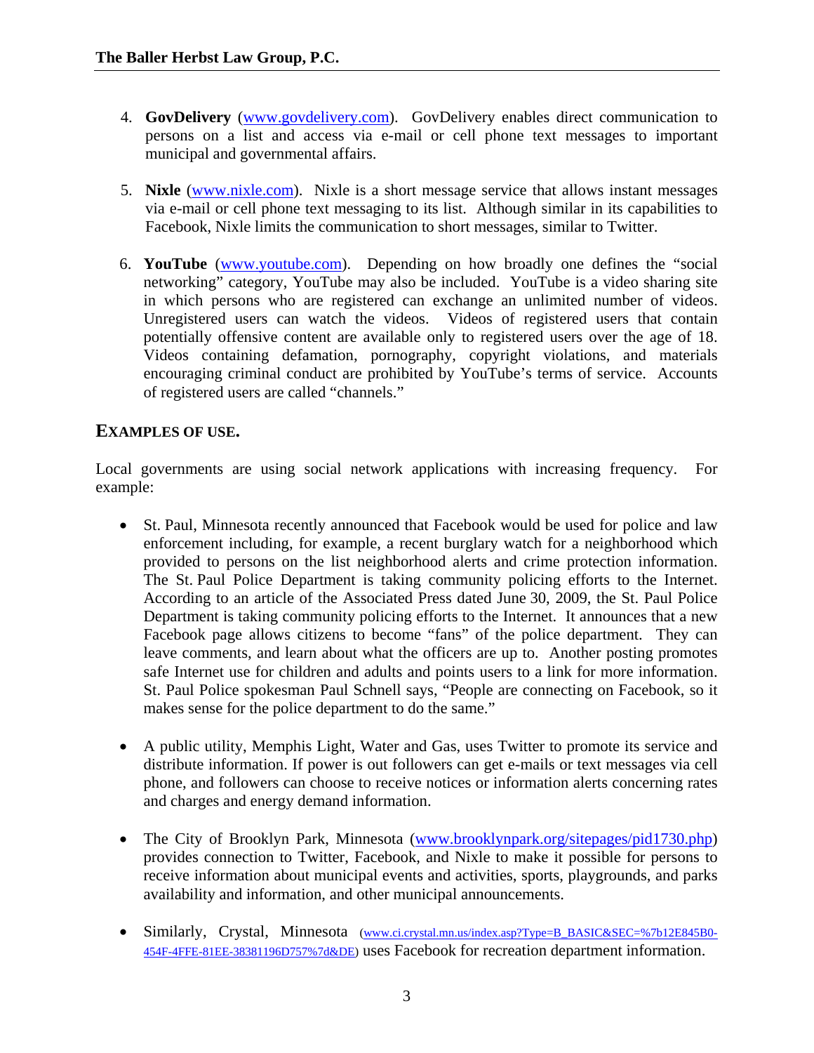4. **GovDelivery** (www.govdelivery.com). GovDelivery enables direct communication to persons on a list and access via e-mail or cell phone text messages to important municipal and governmental affairs.

5. **Nixle** (www.nixle.com). Nixle is a short message service that allows instant messages via e-mail or cell phone text messaging to its list. Although similar in its capabilities to Facebook, Nixle limits the communication to short messages, similar to Twitter.

6. **YouTube** (www.youtube.com). Depending on how broadly one defines the "social networking" category, YouTube may also be included. YouTube is a video sharing site in which persons who are registered can exchange an unlimited number of videos. Unregistered users can watch the videos. Videos of registered users that contain potentially offensive content are available only to registered users over the age of 18. Videos containing defamation, pornography, copyright violations, and materials encouraging criminal conduct are prohibited by YouTube's terms of service. Accounts of registered users are called "channels."

## EXAMPLES OF USE.

Local governments are using social network applications with increasing frequency. For example:

- St. Paul, Minnesota recently announced that Facebook would be used for police and law enforcement including, for example, a recent burglary watch for a neighborhood which provided to persons on the list neighborhood alerts and crime protection information. The St. Paul Police Department is taking community policing efforts to the Internet. According to an article of the Associated Press dated June 30, 2009, the St. Paul Police Department is taking community policing efforts to the Internet. It announces that a new Facebook page allows citizens to become "fans" of the police department. They can leave comments, and learn about what the officers are up to. Another posting promotes safe Internet use for children and adults and points users to a link for more information. St. Paul Police spokesman Paul Schnell says, "People are connecting on Facebook, so it makes sense for the police department to do the same."

- A public utility, Memphis Light, Water and Gas, uses Twitter to promote its service and distribute information. If power is out followers can get e-mails or text messages via cell phone, and followers can choose to receive notices or information alerts concerning rates and charges and energy demand information.

- The City of Brooklyn Park, Minnesota (www.brooklynpark.org/sitepages/pid1730.php) provides connection to Twitter, Facebook, and Nixle to make it possible for persons to receive information about municipal events and activities, sports, playgrounds, and parks availability and information, and other municipal announcements.

- Similarly, Crystal, Minnesota (www.ci.crystal.mn.us/index.asp?Type=B_BASIC&SEC=%7b12E845B0-454F-4FFE-81EE-38381196D757%7d&DE) uses Facebook for recreation department information.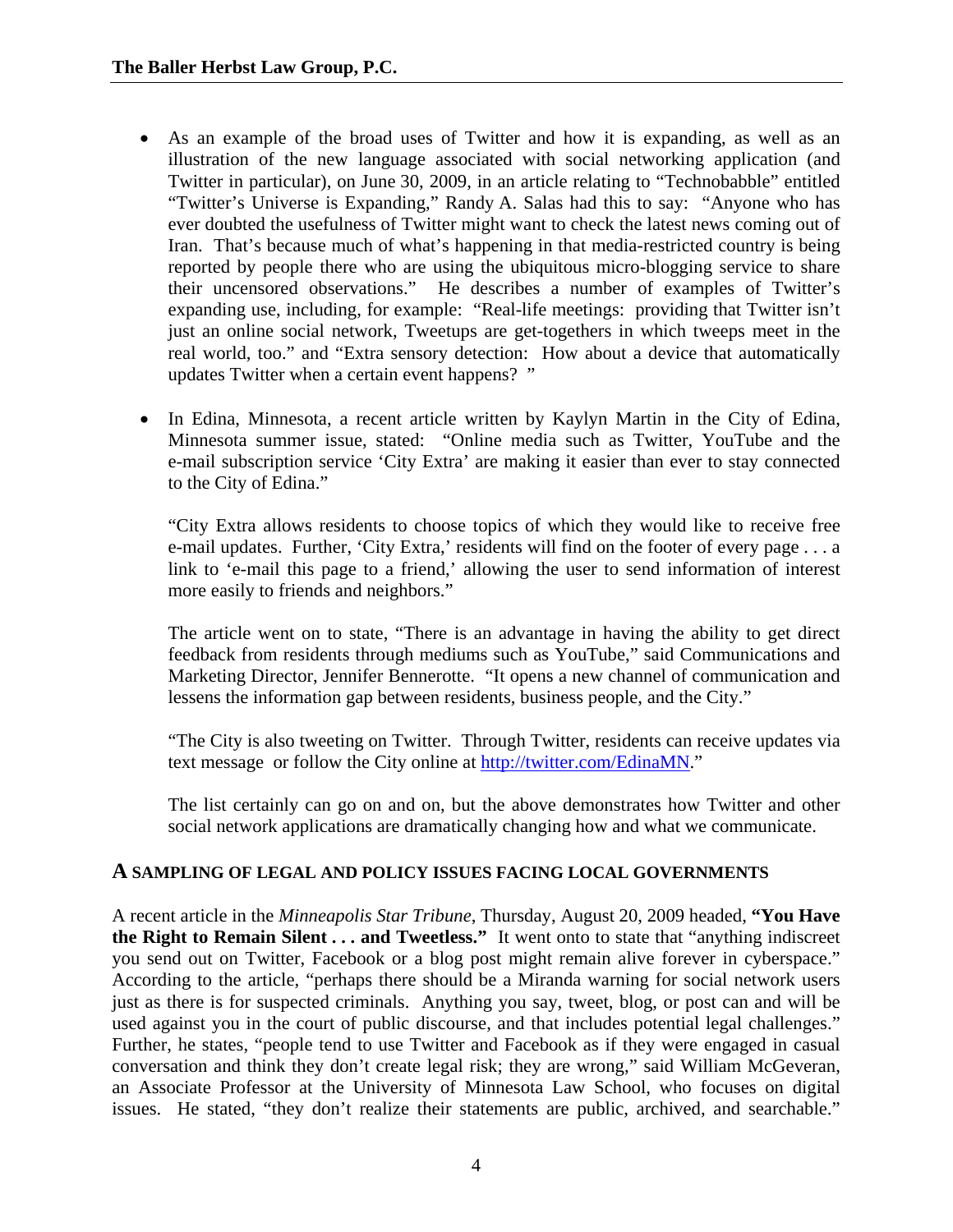- As an example of the broad uses of Twitter and how it is expanding, as well as an illustration of the new language associated with social networking application (and Twitter in particular), on June 30, 2009, in an article relating to "Technobabble" entitled "Twitter's Universe is Expanding," Randy A. Salas had this to say: "Anyone who has ever doubted the usefulness of Twitter might want to check the latest news coming out of Iran. That's because much of what's happening in that media-restricted country is being reported by people there who are using the ubiquitous micro-blogging service to share their uncensored observations." He describes a number of examples of Twitter's expanding use, including, for example: "Real-life meetings: providing that Twitter isn't just an online social network, Tweetups are get-togethers in which tweeps meet in the real world, too." and "Extra sensory detection: How about a device that automatically updates Twitter when a certain event happens? "

- In Edina, Minnesota, a recent article written by Kaylyn Martin in the City of Edina, Minnesota summer issue, stated: "Online media such as Twitter, YouTube and the e-mail subscription service 'City Extra' are making it easier than ever to stay connected to the City of Edina."

  "City Extra allows residents to choose topics of which they would like to receive free e-mail updates. Further, 'City Extra,' residents will find on the footer of every page . . . a link to 'e-mail this page to a friend,' allowing the user to send information of interest more easily to friends and neighbors."

  The article went on to state, "There is an advantage in having the ability to get direct feedback from residents through mediums such as YouTube," said Communications and Marketing Director, Jennifer Bennerotte. "It opens a new channel of communication and lessens the information gap between residents, business people, and the City."

  "The City is also tweeting on Twitter. Through Twitter, residents can receive updates via text message or follow the City online at http://twitter.com/EdinaMN."

  The list certainly can go on and on, but the above demonstrates how Twitter and other social network applications are dramatically changing how and what we communicate.

## A SAMPLING OF LEGAL AND POLICY ISSUES FACING LOCAL GOVERNMENTS

A recent article in the *Minneapolis Star Tribune*, Thursday, August 20, 2009 headed, **"You Have the Right to Remain Silent . . . and Tweetless."** It went onto to state that "anything indiscreet you send out on Twitter, Facebook or a blog post might remain alive forever in cyberspace." According to the article, "perhaps there should be a Miranda warning for social network users just as there is for suspected criminals. Anything you say, tweet, blog, or post can and will be used against you in the court of public discourse, and that includes potential legal challenges." Further, he states, "people tend to use Twitter and Facebook as if they were engaged in casual conversation and think they don't create legal risk; they are wrong," said William McGeveran, an Associate Professor at the University of Minnesota Law School, who focuses on digital issues. He stated, "they don't realize their statements are public, archived, and searchable."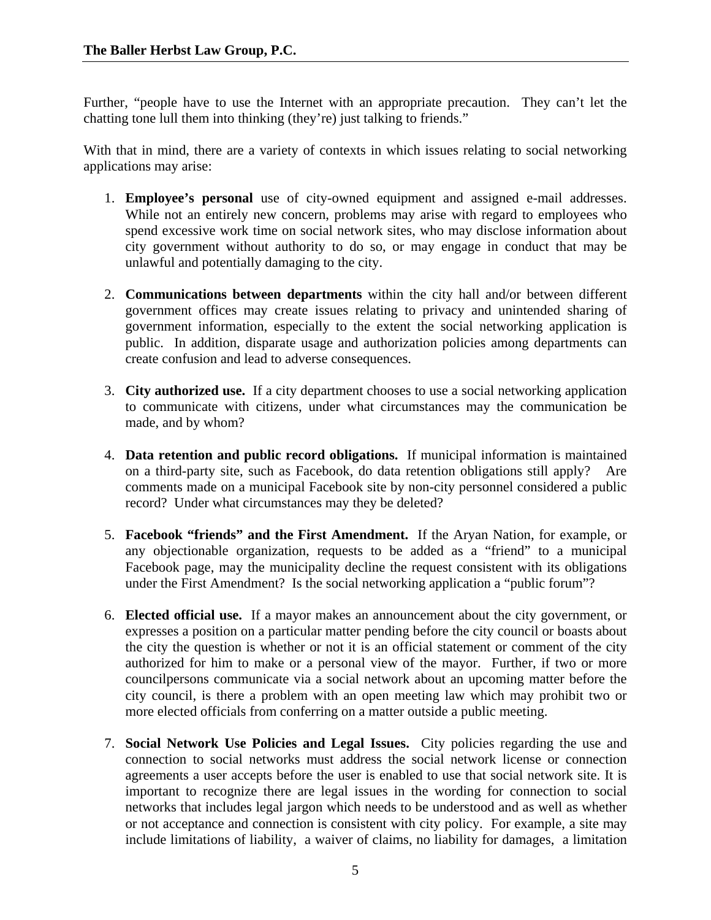Further, "people have to use the Internet with an appropriate precaution. They can't let the chatting tone lull them into thinking (they're) just talking to friends."

With that in mind, there are a variety of contexts in which issues relating to social networking applications may arise:

1. **Employee's personal** use of city-owned equipment and assigned e-mail addresses. While not an entirely new concern, problems may arise with regard to employees who spend excessive work time on social network sites, who may disclose information about city government without authority to do so, or may engage in conduct that may be unlawful and potentially damaging to the city.

2. **Communications between departments** within the city hall and/or between different government offices may create issues relating to privacy and unintended sharing of government information, especially to the extent the social networking application is public. In addition, disparate usage and authorization policies among departments can create confusion and lead to adverse consequences.

3. **City authorized use.** If a city department chooses to use a social networking application to communicate with citizens, under what circumstances may the communication be made, and by whom?

4. **Data retention and public record obligations.** If municipal information is maintained on a third-party site, such as Facebook, do data retention obligations still apply? Are comments made on a municipal Facebook site by non-city personnel considered a public record? Under what circumstances may they be deleted?

5. **Facebook "friends" and the First Amendment.** If the Aryan Nation, for example, or any objectionable organization, requests to be added as a "friend" to a municipal Facebook page, may the municipality decline the request consistent with its obligations under the First Amendment? Is the social networking application a "public forum"?

6. **Elected official use.** If a mayor makes an announcement about the city government, or expresses a position on a particular matter pending before the city council or boasts about the city the question is whether or not it is an official statement or comment of the city authorized for him to make or a personal view of the mayor. Further, if two or more councilpersons communicate via a social network about an upcoming matter before the city council, is there a problem with an open meeting law which may prohibit two or more elected officials from conferring on a matter outside a public meeting.

7. **Social Network Use Policies and Legal Issues.** City policies regarding the use and connection to social networks must address the social network license or connection agreements a user accepts before the user is enabled to use that social network site. It is important to recognize there are legal issues in the wording for connection to social networks that includes legal jargon which needs to be understood and as well as whether or not acceptance and connection is consistent with city policy. For example, a site may include limitations of liability, a waiver of claims, no liability for damages, a limitation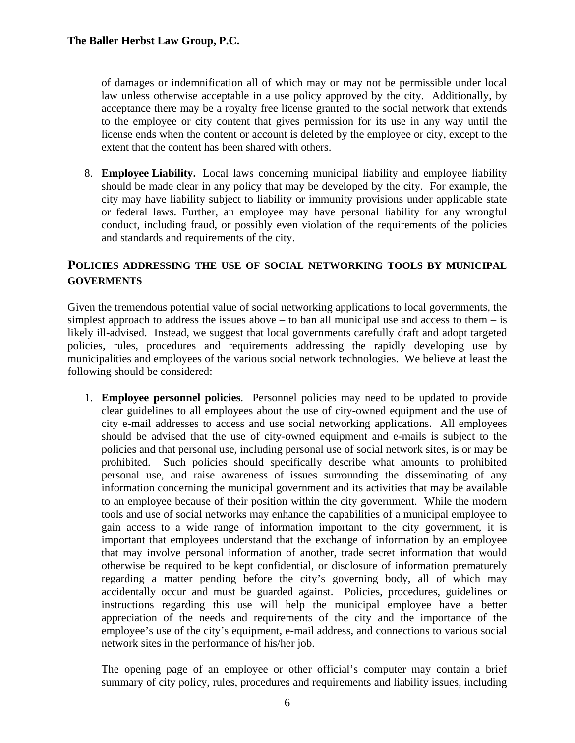of damages or indemnification all of which may or may not be permissible under local law unless otherwise acceptable in a use policy approved by the city. Additionally, by acceptance there may be a royalty free license granted to the social network that extends to the employee or city content that gives permission for its use in any way until the license ends when the content or account is deleted by the employee or city, except to the extent that the content has been shared with others.

8. **Employee Liability.** Local laws concerning municipal liability and employee liability should be made clear in any policy that may be developed by the city. For example, the city may have liability subject to liability or immunity provisions under applicable state or federal laws. Further, an employee may have personal liability for any wrongful conduct, including fraud, or possibly even violation of the requirements of the policies and standards and requirements of the city.

## POLICIES ADDRESSING THE USE OF SOCIAL NETWORKING TOOLS BY MUNICIPAL GOVERMENTS

Given the tremendous potential value of social networking applications to local governments, the simplest approach to address the issues above – to ban all municipal use and access to them – is likely ill-advised. Instead, we suggest that local governments carefully draft and adopt targeted policies, rules, procedures and requirements addressing the rapidly developing use by municipalities and employees of the various social network technologies. We believe at least the following should be considered:

1. **Employee personnel policies**. Personnel policies may need to be updated to provide clear guidelines to all employees about the use of city-owned equipment and the use of city e-mail addresses to access and use social networking applications. All employees should be advised that the use of city-owned equipment and e-mails is subject to the policies and that personal use, including personal use of social network sites, is or may be prohibited. Such policies should specifically describe what amounts to prohibited personal use, and raise awareness of issues surrounding the disseminating of any information concerning the municipal government and its activities that may be available to an employee because of their position within the city government. While the modern tools and use of social networks may enhance the capabilities of a municipal employee to gain access to a wide range of information important to the city government, it is important that employees understand that the exchange of information by an employee that may involve personal information of another, trade secret information that would otherwise be required to be kept confidential, or disclosure of information prematurely regarding a matter pending before the city's governing body, all of which may accidentally occur and must be guarded against. Policies, procedures, guidelines or instructions regarding this use will help the municipal employee have a better appreciation of the needs and requirements of the city and the importance of the employee's use of the city's equipment, e-mail address, and connections to various social network sites in the performance of his/her job.

   The opening page of an employee or other official's computer may contain a brief summary of city policy, rules, procedures and requirements and liability issues, including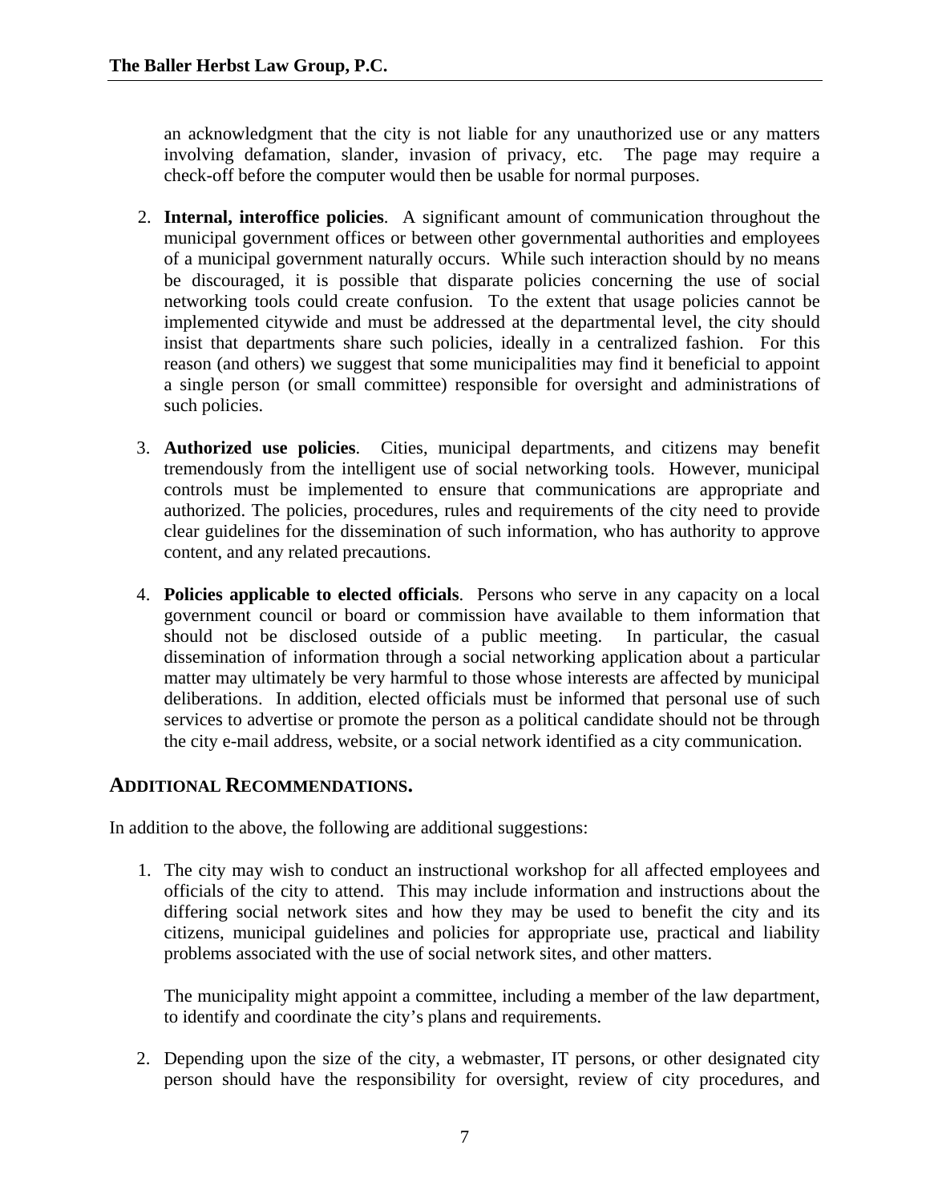an acknowledgment that the city is not liable for any unauthorized use or any matters involving defamation, slander, invasion of privacy, etc. The page may require a check-off before the computer would then be usable for normal purposes.

2. **Internal, interoffice policies**. A significant amount of communication throughout the municipal government offices or between other governmental authorities and employees of a municipal government naturally occurs. While such interaction should by no means be discouraged, it is possible that disparate policies concerning the use of social networking tools could create confusion. To the extent that usage policies cannot be implemented citywide and must be addressed at the departmental level, the city should insist that departments share such policies, ideally in a centralized fashion. For this reason (and others) we suggest that some municipalities may find it beneficial to appoint a single person (or small committee) responsible for oversight and administrations of such policies.

3. **Authorized use policies**. Cities, municipal departments, and citizens may benefit tremendously from the intelligent use of social networking tools. However, municipal controls must be implemented to ensure that communications are appropriate and authorized. The policies, procedures, rules and requirements of the city need to provide clear guidelines for the dissemination of such information, who has authority to approve content, and any related precautions.

4. **Policies applicable to elected officials**. Persons who serve in any capacity on a local government council or board or commission have available to them information that should not be disclosed outside of a public meeting. In particular, the casual dissemination of information through a social networking application about a particular matter may ultimately be very harmful to those whose interests are affected by municipal deliberations. In addition, elected officials must be informed that personal use of such services to advertise or promote the person as a political candidate should not be through the city e-mail address, website, or a social network identified as a city communication.

## ADDITIONAL RECOMMENDATIONS.

In addition to the above, the following are additional suggestions:

1. The city may wish to conduct an instructional workshop for all affected employees and officials of the city to attend. This may include information and instructions about the differing social network sites and how they may be used to benefit the city and its citizens, municipal guidelines and policies for appropriate use, practical and liability problems associated with the use of social network sites, and other matters.

   The municipality might appoint a committee, including a member of the law department, to identify and coordinate the city's plans and requirements.

2. Depending upon the size of the city, a webmaster, IT persons, or other designated city person should have the responsibility for oversight, review of city procedures, and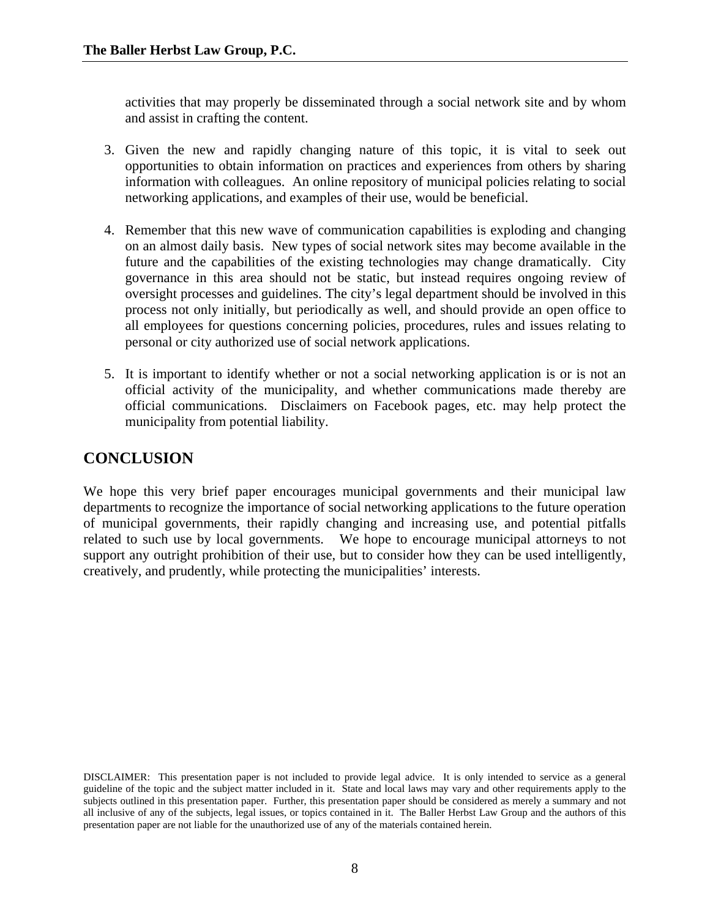activities that may properly be disseminated through a social network site and by whom and assist in crafting the content.

3. Given the new and rapidly changing nature of this topic, it is vital to seek out opportunities to obtain information on practices and experiences from others by sharing information with colleagues. An online repository of municipal policies relating to social networking applications, and examples of their use, would be beneficial.

4. Remember that this new wave of communication capabilities is exploding and changing on an almost daily basis. New types of social network sites may become available in the future and the capabilities of the existing technologies may change dramatically. City governance in this area should not be static, but instead requires ongoing review of oversight processes and guidelines. The city's legal department should be involved in this process not only initially, but periodically as well, and should provide an open office to all employees for questions concerning policies, procedures, rules and issues relating to personal or city authorized use of social network applications.

5. It is important to identify whether or not a social networking application is or is not an official activity of the municipality, and whether communications made thereby are official communications. Disclaimers on Facebook pages, etc. may help protect the municipality from potential liability.

## CONCLUSION

We hope this very brief paper encourages municipal governments and their municipal law departments to recognize the importance of social networking applications to the future operation of municipal governments, their rapidly changing and increasing use, and potential pitfalls related to such use by local governments. We hope to encourage municipal attorneys to not support any outright prohibition of their use, but to consider how they can be used intelligently, creatively, and prudently, while protecting the municipalities' interests.

DISCLAIMER: This presentation paper is not included to provide legal advice. It is only intended to service as a general guideline of the topic and the subject matter included in it. State and local laws may vary and other requirements apply to the subjects outlined in this presentation paper. Further, this presentation paper should be considered as merely a summary and not all inclusive of any of the subjects, legal issues, or topics contained in it. The Baller Herbst Law Group and the authors of this presentation paper are not liable for the unauthorized use of any of the materials contained herein.